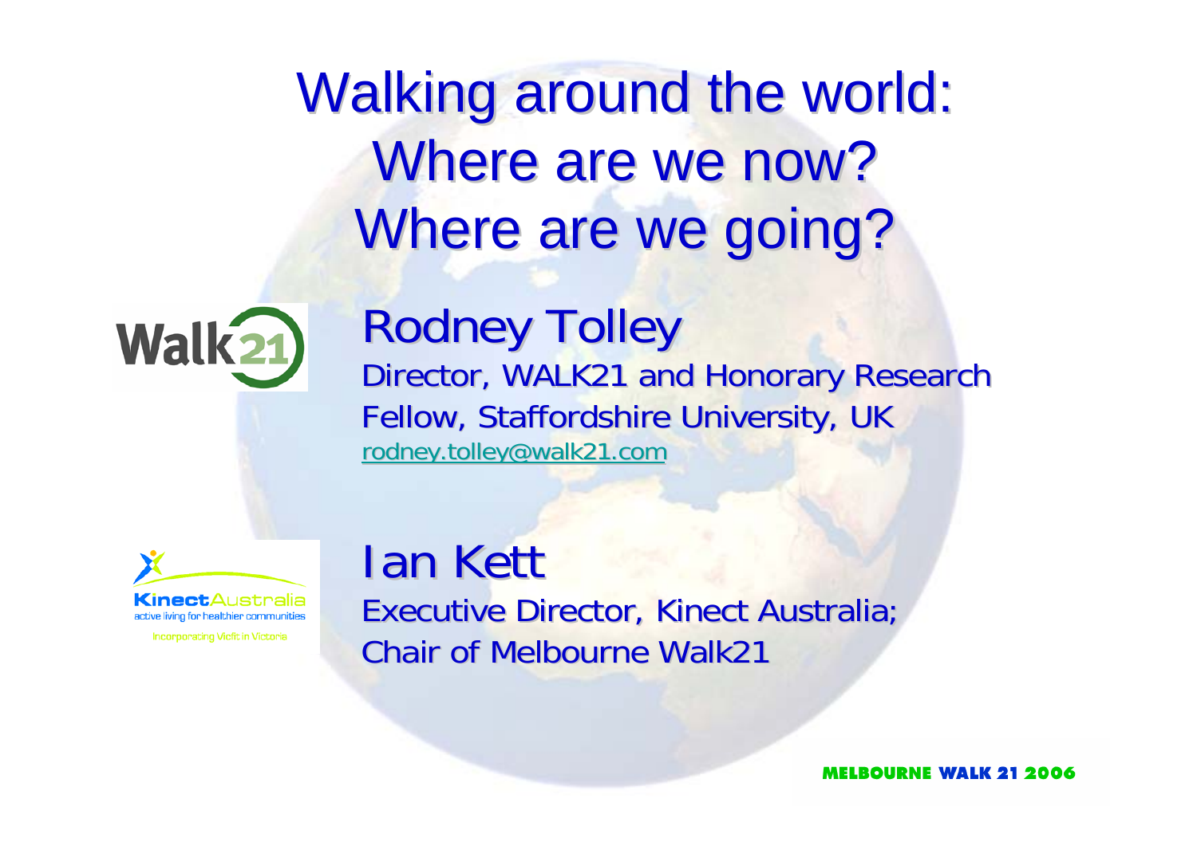# Walking around the world: Where are we now? Where are we going?

## Rodney Tolley

Director, WALK21 and Honorary Research Fellow, Staffordshire University, UK

rodney.tolley@walk21.com

## Ian Kett

Executive Director, Kinect Australia; Chair of Melbourne Walk21

KinectAustralia
active living for healthier communities
Incorporating VicFit in Victoria

**MELBOURNE WALK 21 2006**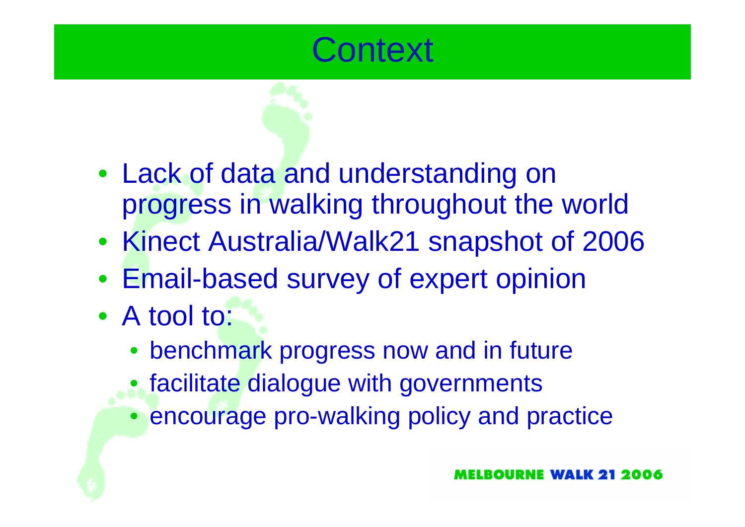# Context

- Lack of data and understanding on progress in walking throughout the world
- Kinect Australia/Walk21 snapshot of 2006
- Email-based survey of expert opinion
- A tool to:
  - benchmark progress now and in future
  - facilitate dialogue with governments
  - encourage pro-walking policy and practice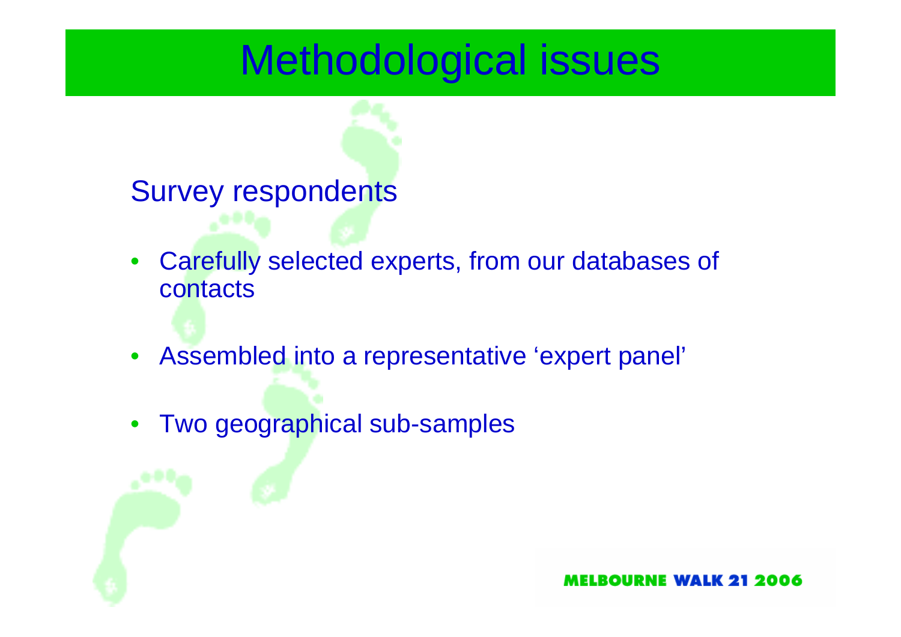# Methodological issues

## Survey respondents

- Carefully selected experts, from our databases of contacts
- Assembled into a representative 'expert panel'
- Two geographical sub-samples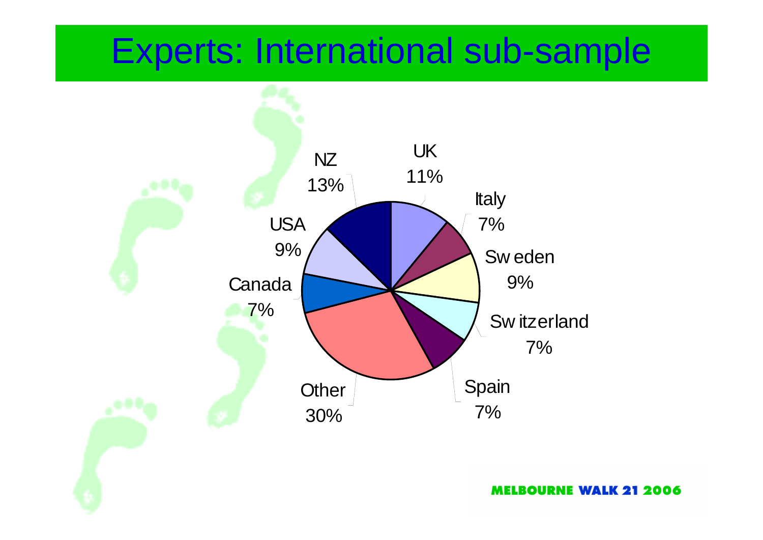# Experts: International sub-sample

| Country | Percentage |
| --- | --- |
| UK | 11% |
| Italy | 7% |
| Sweden | 9% |
| Switzerland | 7% |
| Spain | 7% |
| Other | 30% |
| Canada | 7% |
| USA | 9% |
| NZ | 13% |

MELBOURNE WALK 21 2006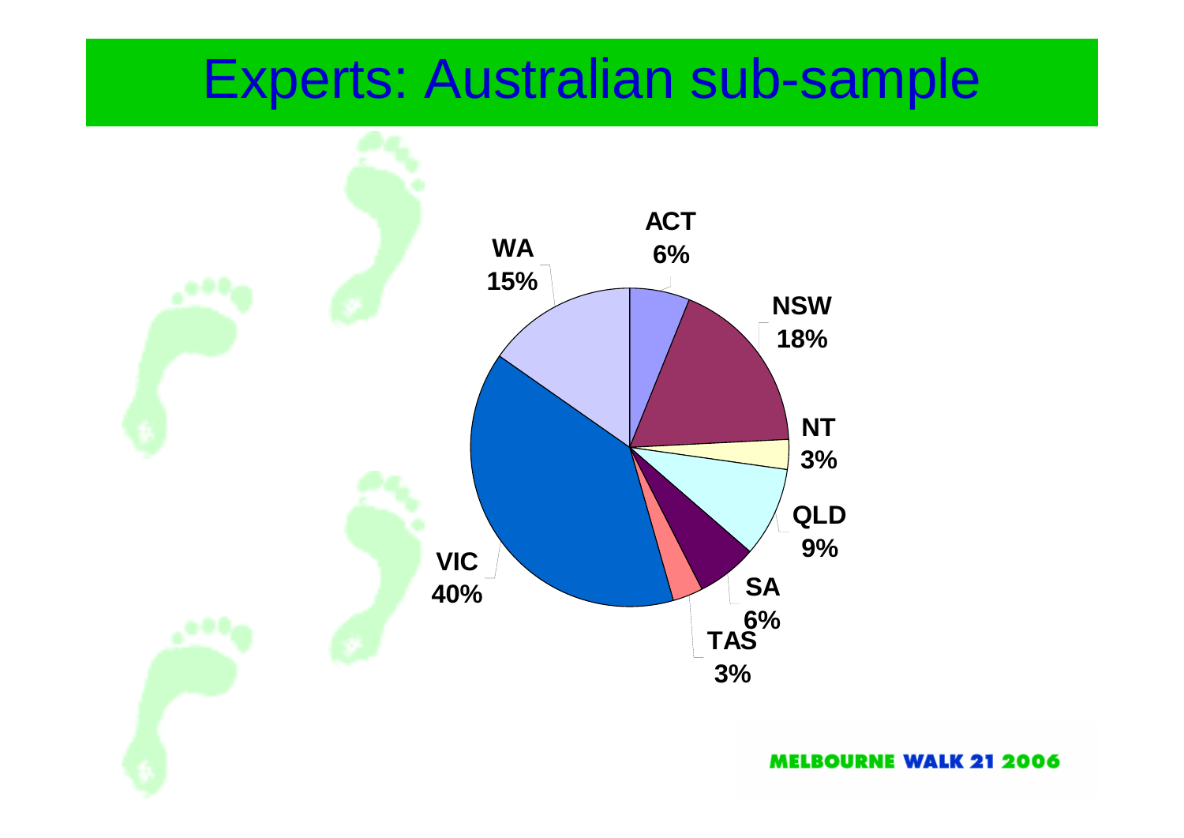# Experts: Australian sub-sample

| State | Percentage |
|---|---|
| ACT | 6% |
| NSW | 18% |
| NT | 3% |
| QLD | 9% |
| SA | 6% |
| TAS | 3% |
| VIC | 40% |
| WA | 15% |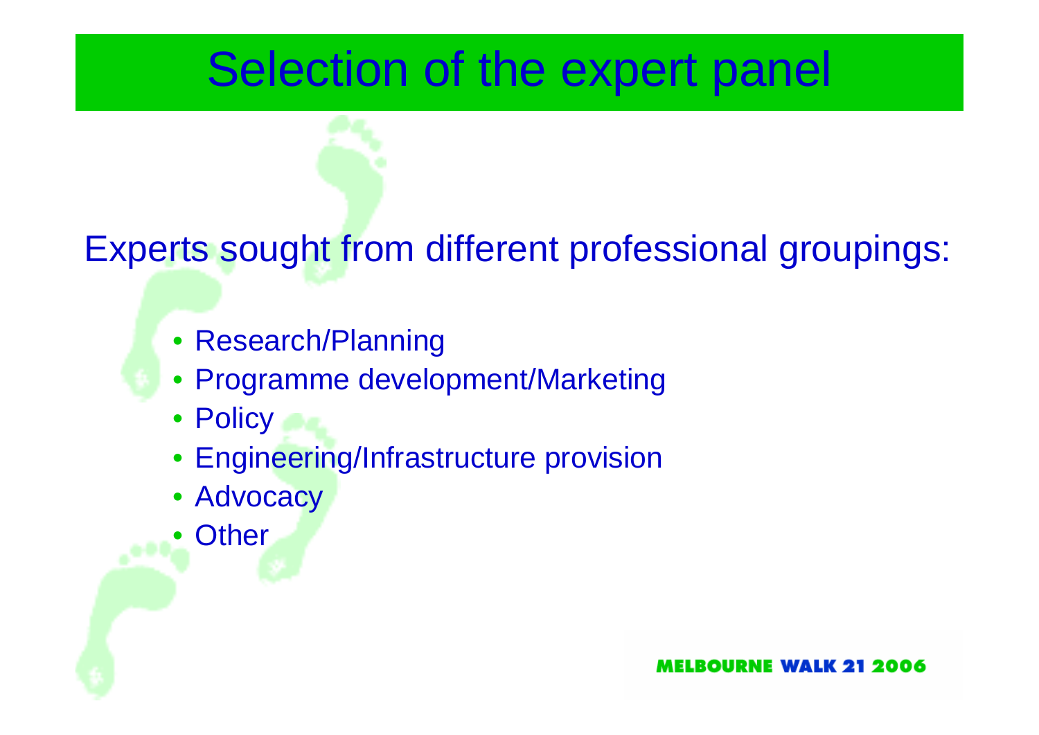# Selection of the expert panel

Experts sought from different professional groupings:

- Research/Planning
- Programme development/Marketing
- Policy
- Engineering/Infrastructure provision
- Advocacy
- Other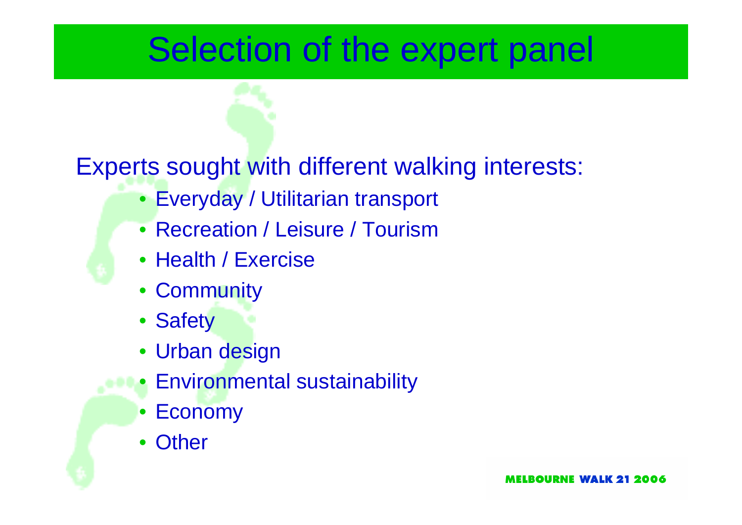# Selection of the expert panel

Experts sought with different walking interests:

- Everyday / Utilitarian transport
- Recreation / Leisure / Tourism
- Health / Exercise
- Community
- Safety
- Urban design
- Environmental sustainability
- Economy
- Other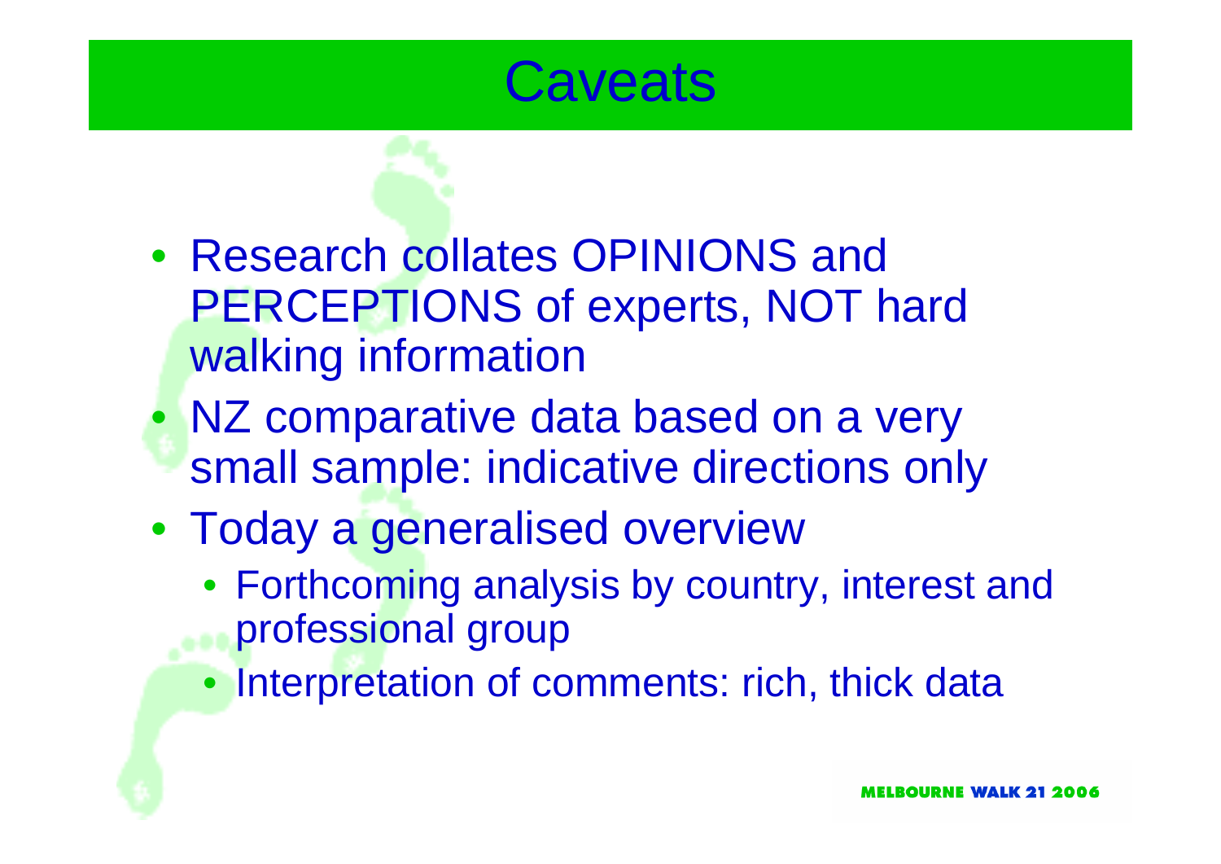# Caveats

- Research collates OPINIONS and PERCEPTIONS of experts, NOT hard walking information
- NZ comparative data based on a very small sample: indicative directions only
- Today a generalised overview
  - Forthcoming analysis by country, interest and professional group
  - Interpretation of comments: rich, thick data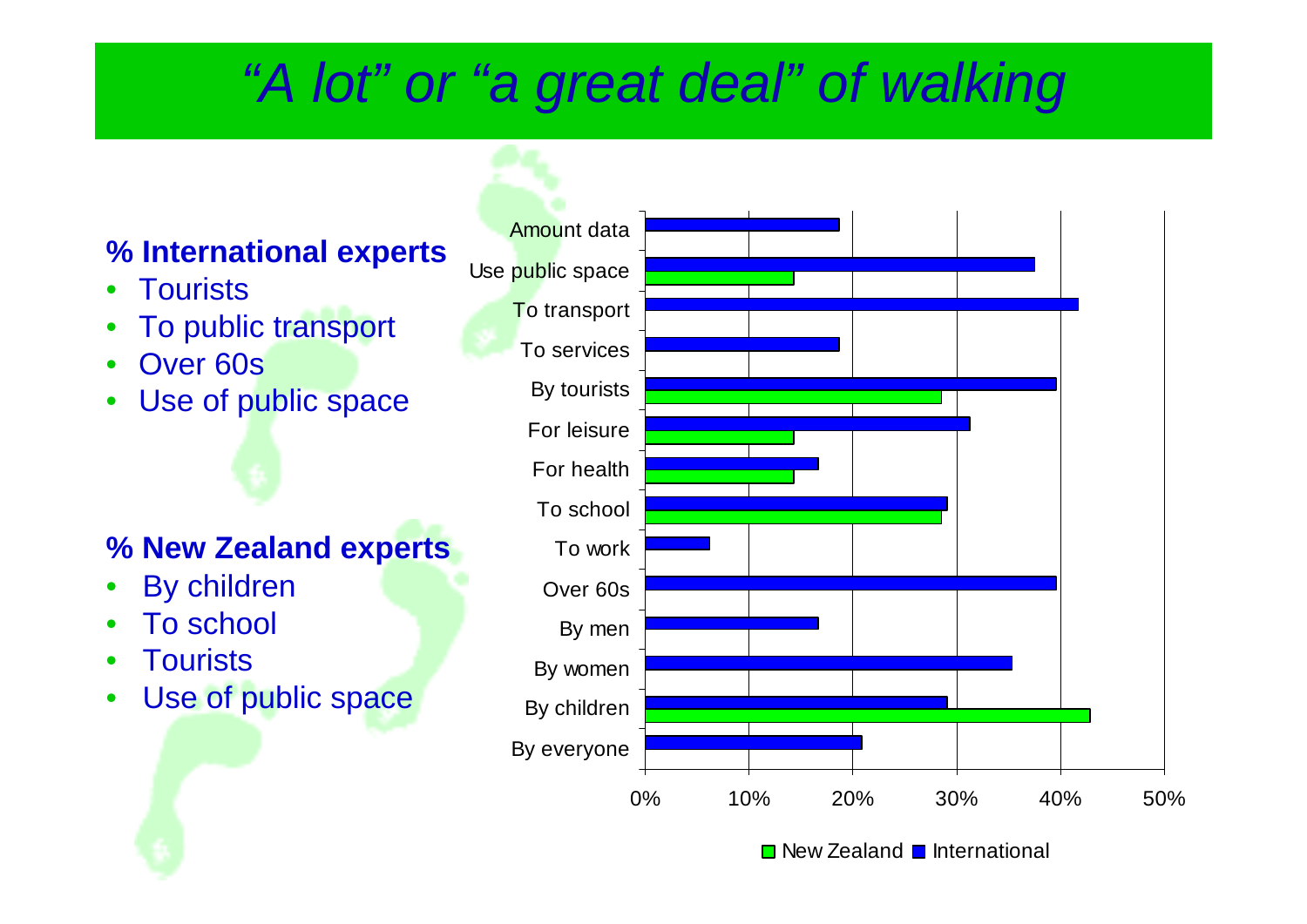# *"A lot" or "a great deal" of walking*

**% International experts**

- Tourists
- To public transport
- Over 60s
- Use of public space

**% New Zealand experts**

- By children
- To school
- Tourists
- Use of public space

| Category | New Zealand | International |
|---|---|---|
| Amount data | | 19% |
| Use public space | 14% | 38% |
| To transport | | 42% |
| To services | | 19% |
| By tourists | 29% | 40% |
| For leisure | 14% | 31% |
| For health | 14% | 17% |
| To school | 29% | 29% |
| To work | | 6% |
| Over 60s | | 40% |
| By men | | 17% |
| By women | | 35% |
| By children | 43% | 29% |
| By everyone | | 21% |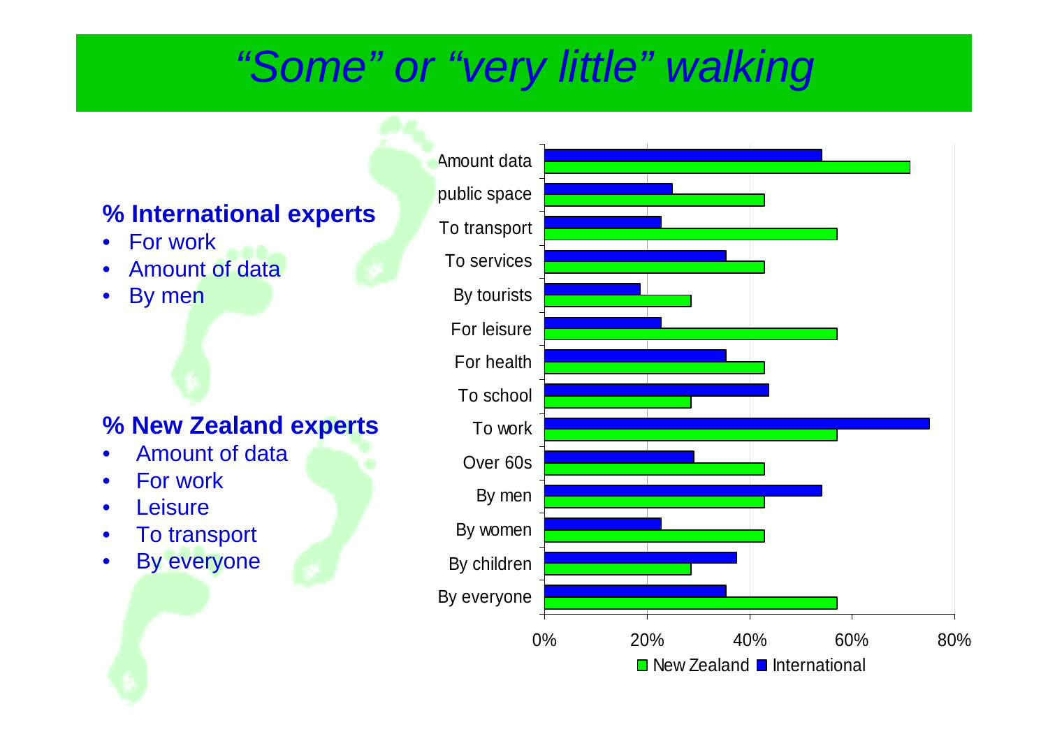# *"Some" or "very little" walking*

**% International experts**

- For work
- Amount of data
- By men

**% New Zealand experts**

- Amount of data
- For work
- Leisure
- To transport
- By everyone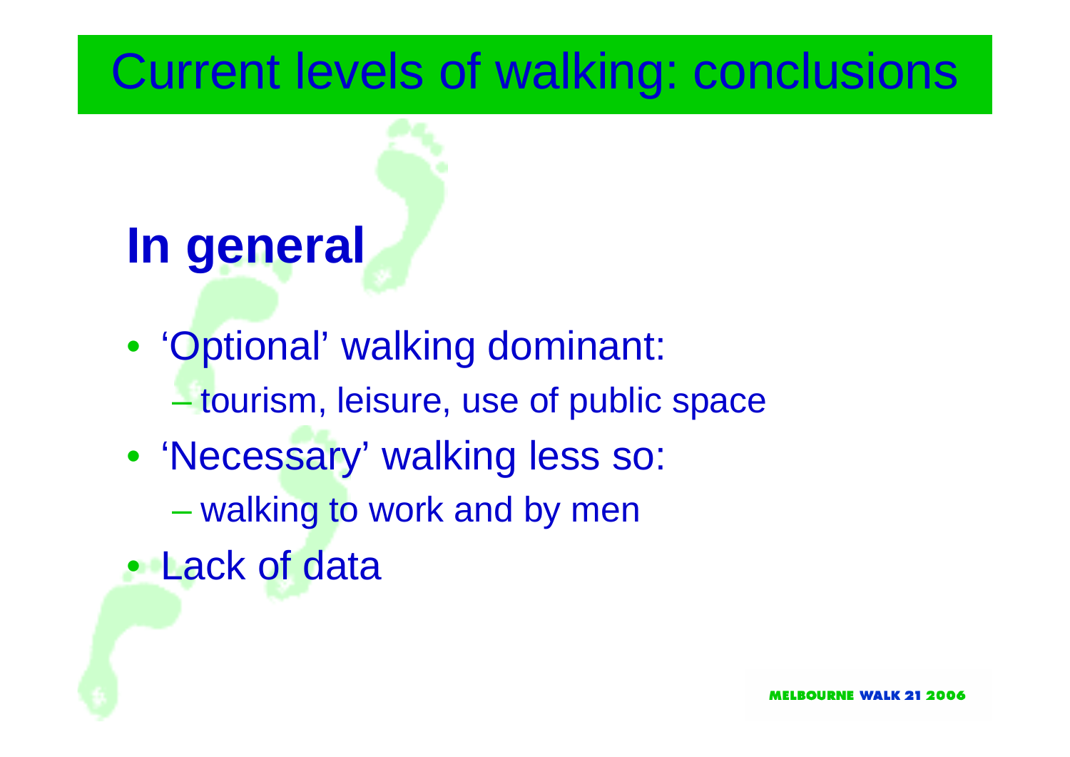# Current levels of walking: conclusions

## In general

- 'Optional' walking dominant:
  - tourism, leisure, use of public space
- 'Necessary' walking less so:
  - walking to work and by men
- Lack of data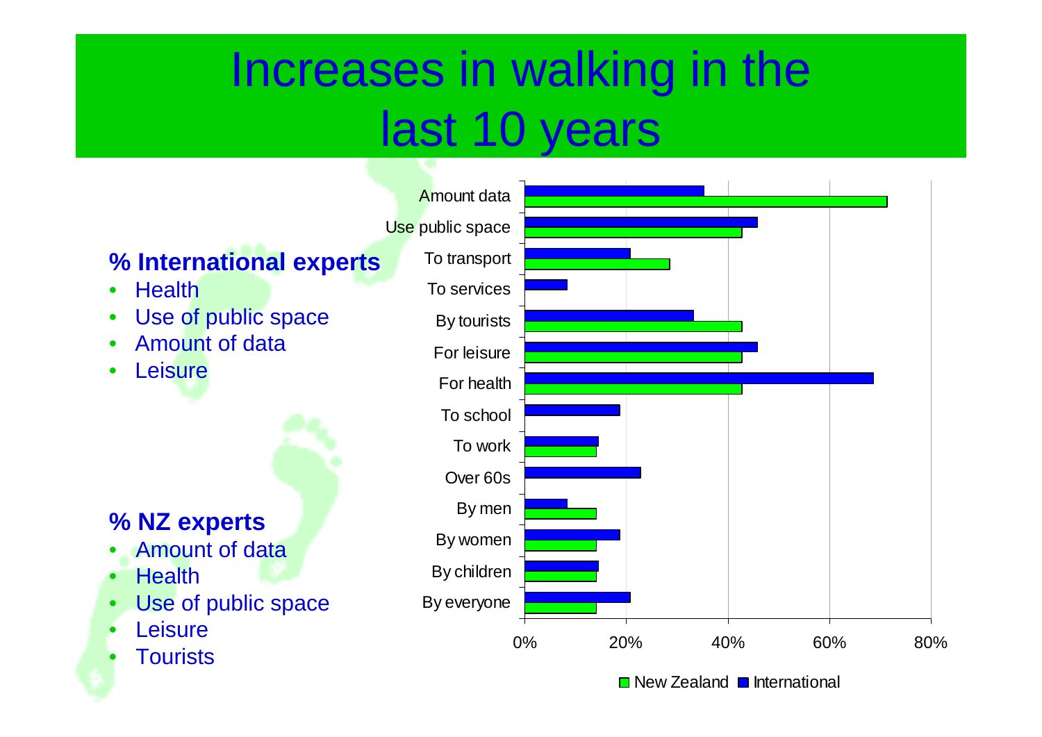# Increases in walking in the last 10 years

**% International experts**

- Health
- Use of public space
- Amount of data
- Leisure

**% NZ experts**

- Amount of data
- Health
- Use of public space
- Leisure
- Tourists

| | New Zealand | International |
|---|---|---|
| Amount data | ~71% | ~35% |
| Use public space | ~43% | ~46% |
| To transport | ~29% | ~21% |
| To services | | ~8% |
| By tourists | ~43% | ~33% |
| For leisure | ~43% | ~46% |
| For health | ~43% | ~69% |
| To school | | ~19% |
| To work | ~14% | ~15% |
| Over 60s | | ~23% |
| By men | ~14% | ~8% |
| By women | ~14% | ~19% |
| By children | ~14% | ~15% |
| By everyone | ~14% | ~21% |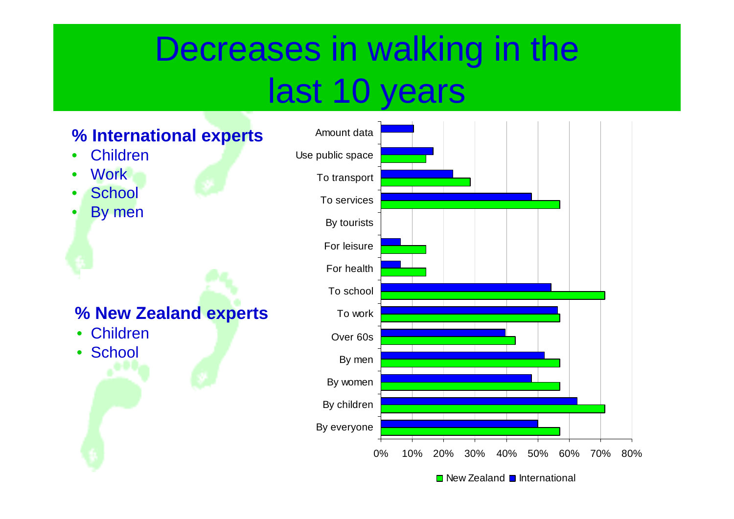# Decreases in walking in the last 10 years

**% International experts**
- Children
- Work
- School
- By men

**% New Zealand experts**
- Children
- School

| Category | New Zealand | International |
|---|---|---|
| Amount data | | 10% |
| Use public space | 14% | 17% |
| To transport | 29% | 23% |
| To services | 57% | 48% |
| By tourists | | |
| For leisure | 14% | 6% |
| For health | 14% | 6% |
| To school | 71% | 54% |
| To work | 57% | 56% |
| Over 60s | 43% | 40% |
| By men | 57% | 52% |
| By women | 57% | 48% |
| By children | 71% | 63% |
| By everyone | 57% | 50% |

■ New Zealand ■ International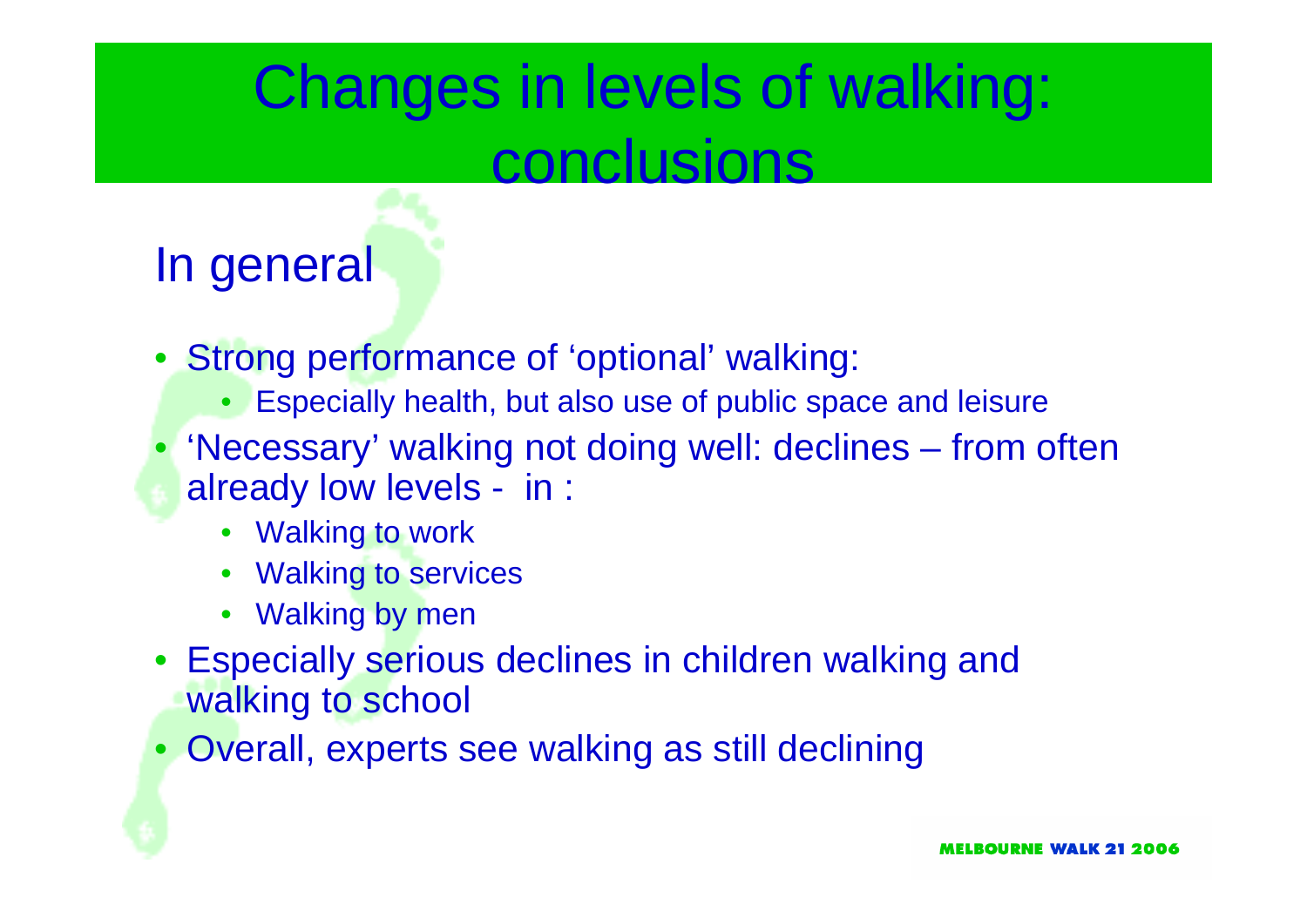# Changes in levels of walking: conclusions

## In general

- Strong performance of 'optional' walking:
  - Especially health, but also use of public space and leisure
- 'Necessary' walking not doing well: declines – from often already low levels - in :
  - Walking to work
  - Walking to services
  - Walking by men
- Especially serious declines in children walking and walking to school
- Overall, experts see walking as still declining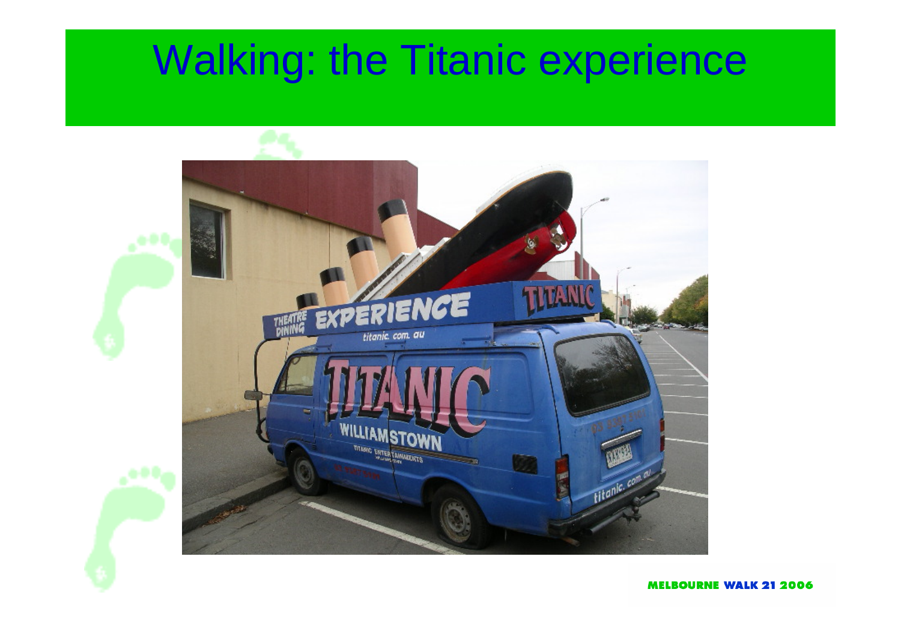# Walking: the Titanic experience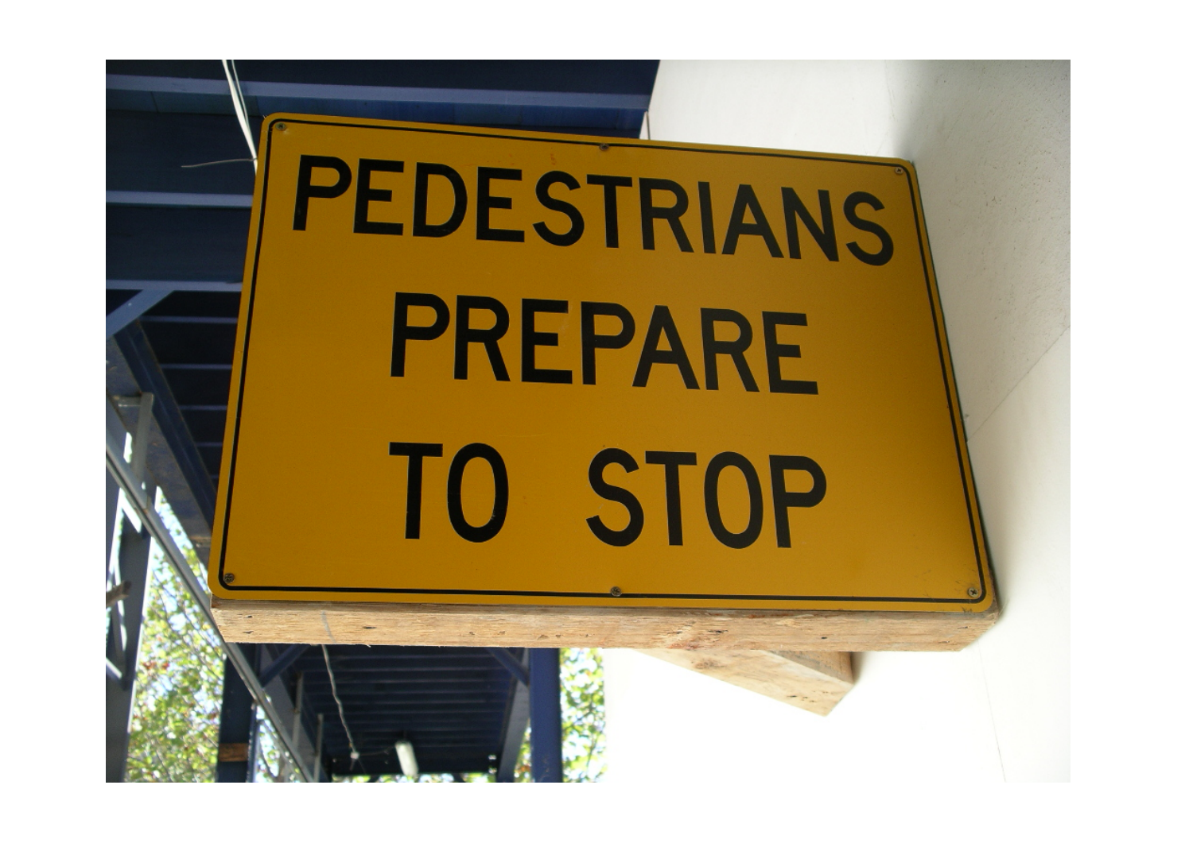PEDESTRIANS
PREPARE
TO STOP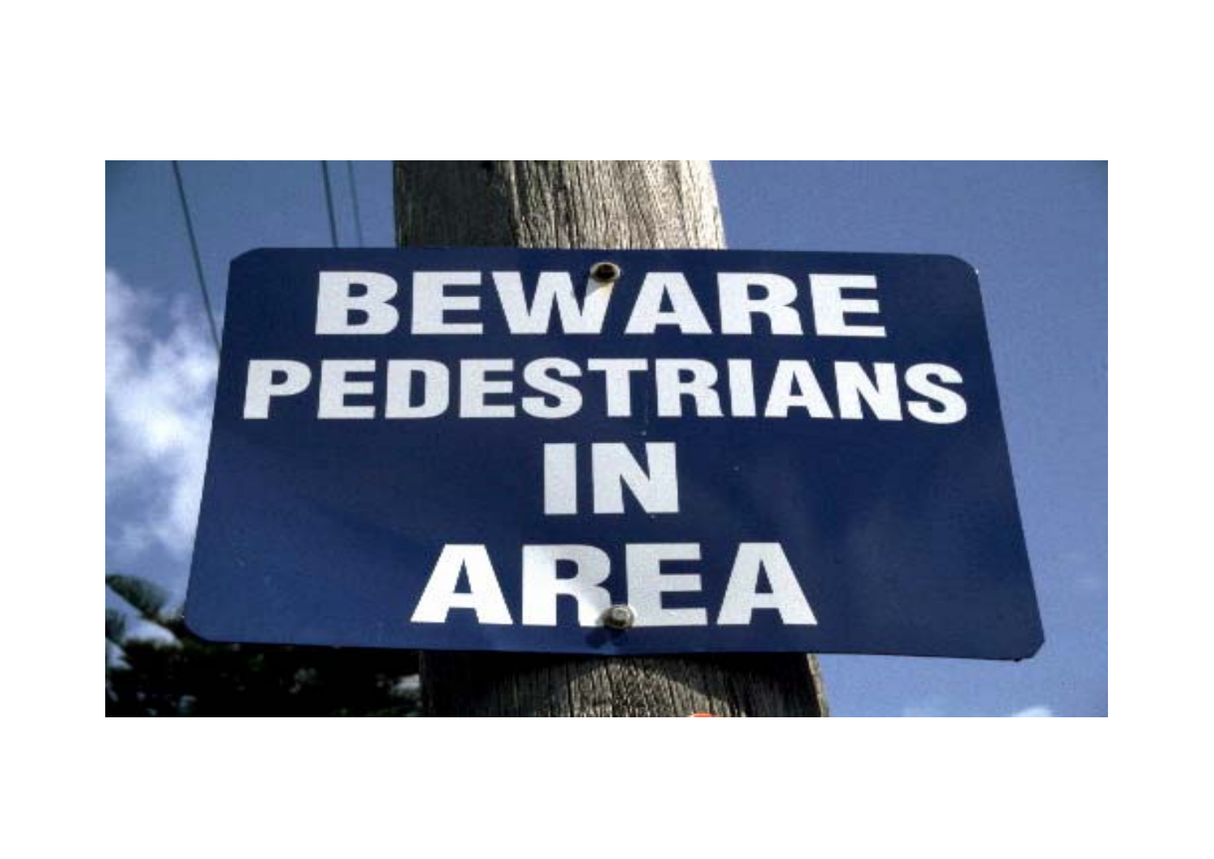BEWARE
PEDESTRIANS
IN
AREA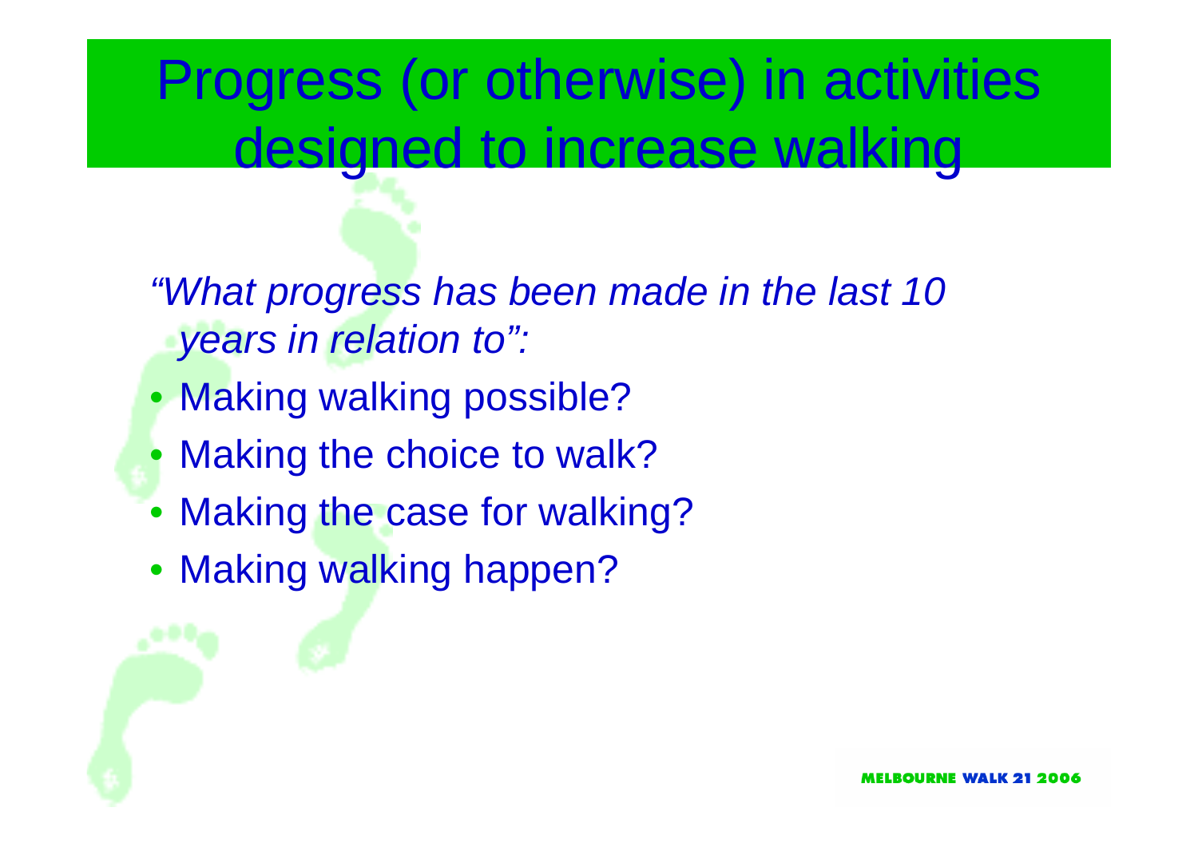# Progress (or otherwise) in activities designed to increase walking

*"What progress has been made in the last 10 years in relation to":*

- Making walking possible?
- Making the choice to walk?
- Making the case for walking?
- Making walking happen?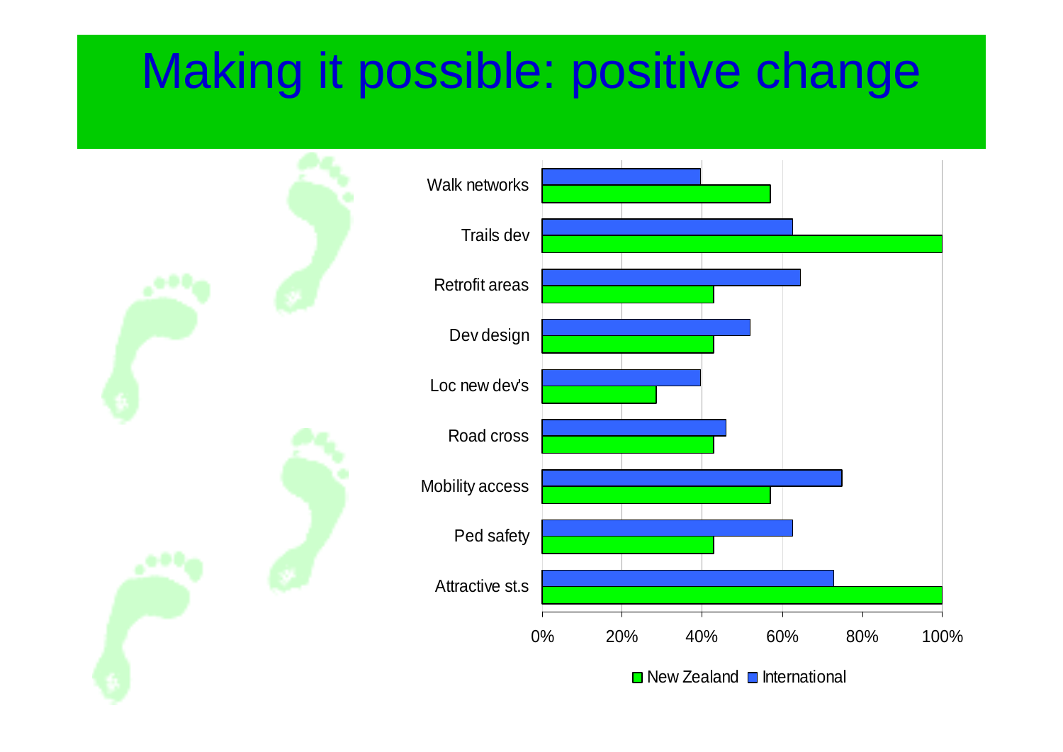# Making it possible: positive change

Walk networks

Trails dev

Retrofit areas

Dev design

Loc new dev's

Road cross

Mobility access

Ped safety

Attractive st.s

0% 20% 40% 60% 80% 100%

New Zealand International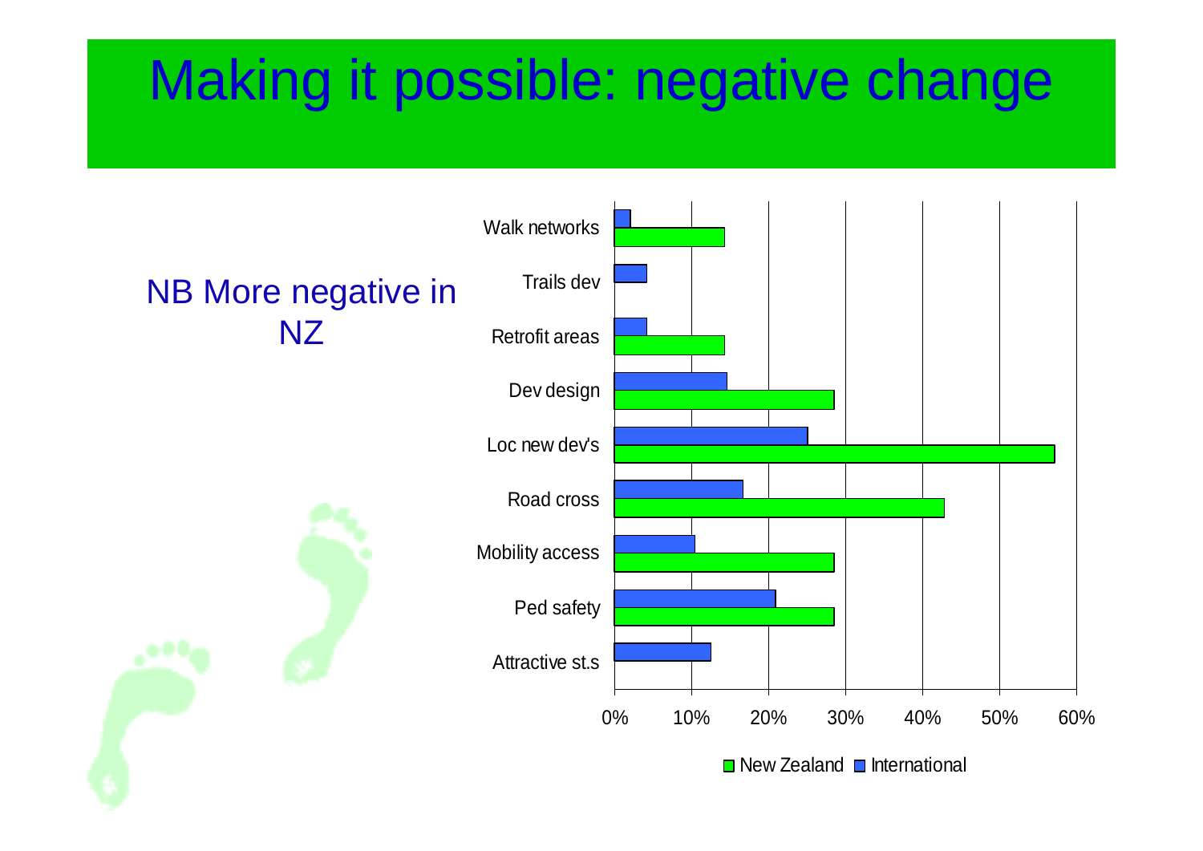# Making it possible: negative change

NB More negative in NZ

| Category | New Zealand | International |
| --- | --- | --- |
| Walk networks | 14% | 2% |
| Trails dev | | 4% |
| Retrofit areas | 14% | 4% |
| Dev design | 29% | 15% |
| Loc new dev's | 57% | 25% |
| Road cross | 43% | 17% |
| Mobility access | 29% | 10% |
| Ped safety | 29% | 21% |
| Attractive st.s | | 13% |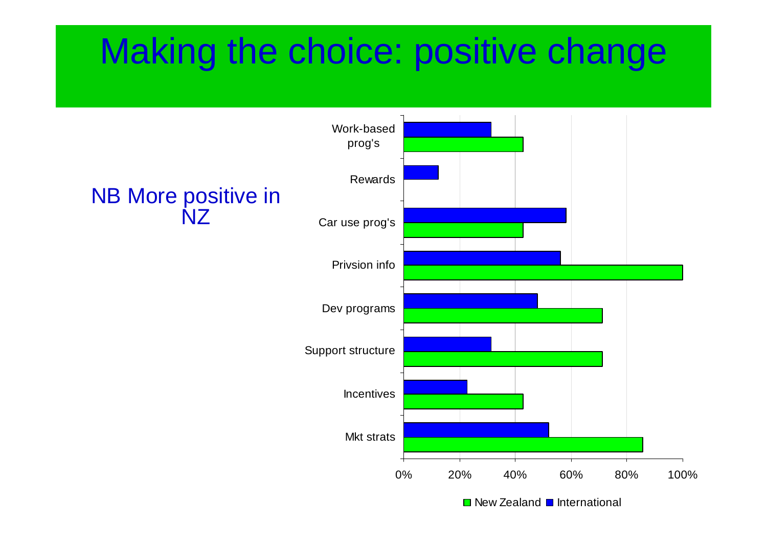# Making the choice: positive change

NB More positive in NZ

Work-based prog's

Rewards

Car use prog's

Privsion info

Dev programs

Support structure

Incentives

Mkt strats

0% 20% 40% 60% 80% 100%

New Zealand International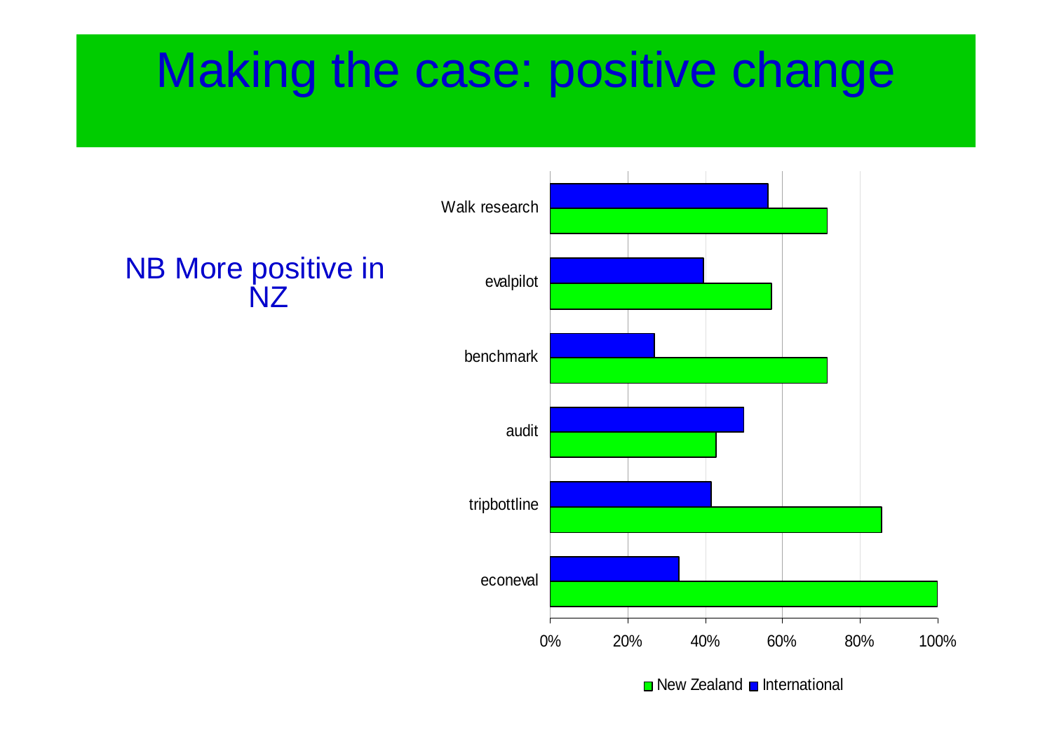# Making the case: positive change

NB More positive in NZ

| | New Zealand | International |
|---|---|---|
| Walk research | | |
| evalpilot | | |
| benchmark | | |
| audit | | |
| tripbottline | | |
| econeval | | |

0% 20% 40% 60% 80% 100%

New Zealand ■ International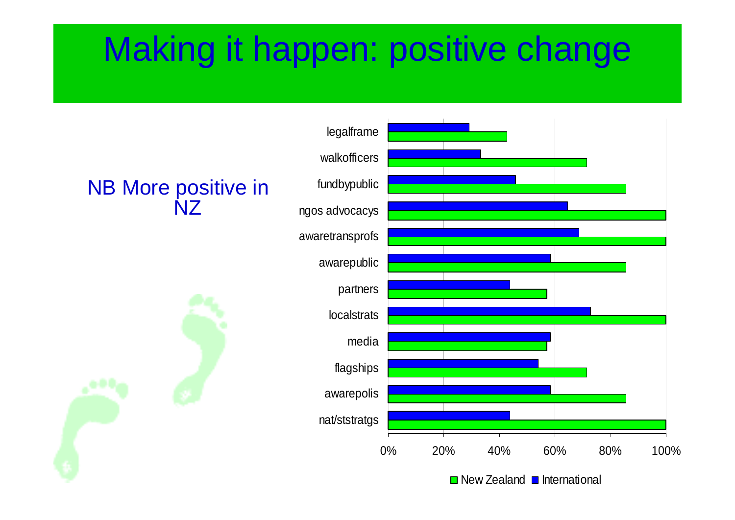# Making it happen: positive change

NB More positive in NZ

| Category | New Zealand | International |
| --- | --- | --- |
| legalframe | ~43% | ~29% |
| walkofficers | ~71% | ~33% |
| fundbypublic | ~86% | ~46% |
| ngos advocacys | ~100% | ~65% |
| awaretransprofs | ~100% | ~69% |
| awarepublic | ~86% | ~58% |
| partners | ~57% | ~44% |
| localstrats | ~100% | ~73% |
| media | ~57% | ~58% |
| flagships | ~71% | ~54% |
| awarepolis | ~86% | ~58% |
| nat/ststratgs | ~100% | ~44% |

0% 20% 40% 60% 80% 100%

■ New Zealand ■ International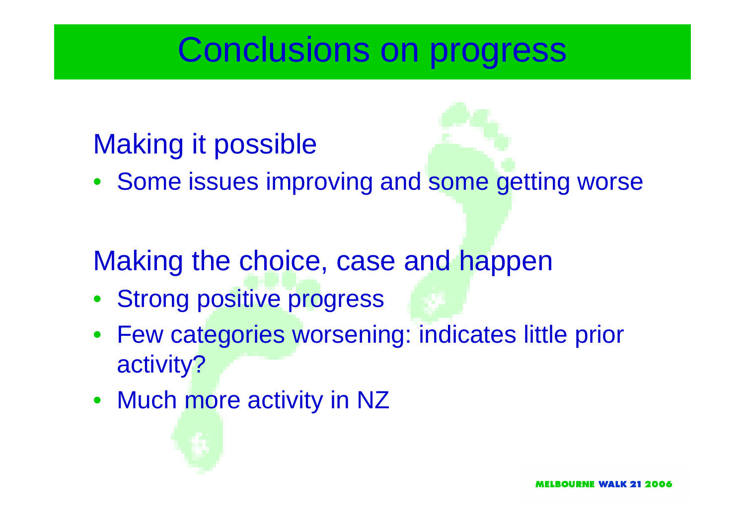# Conclusions on progress

## Making it possible

- Some issues improving and some getting worse

## Making the choice, case and happen

- Strong positive progress
- Few categories worsening: indicates little prior activity?
- Much more activity in NZ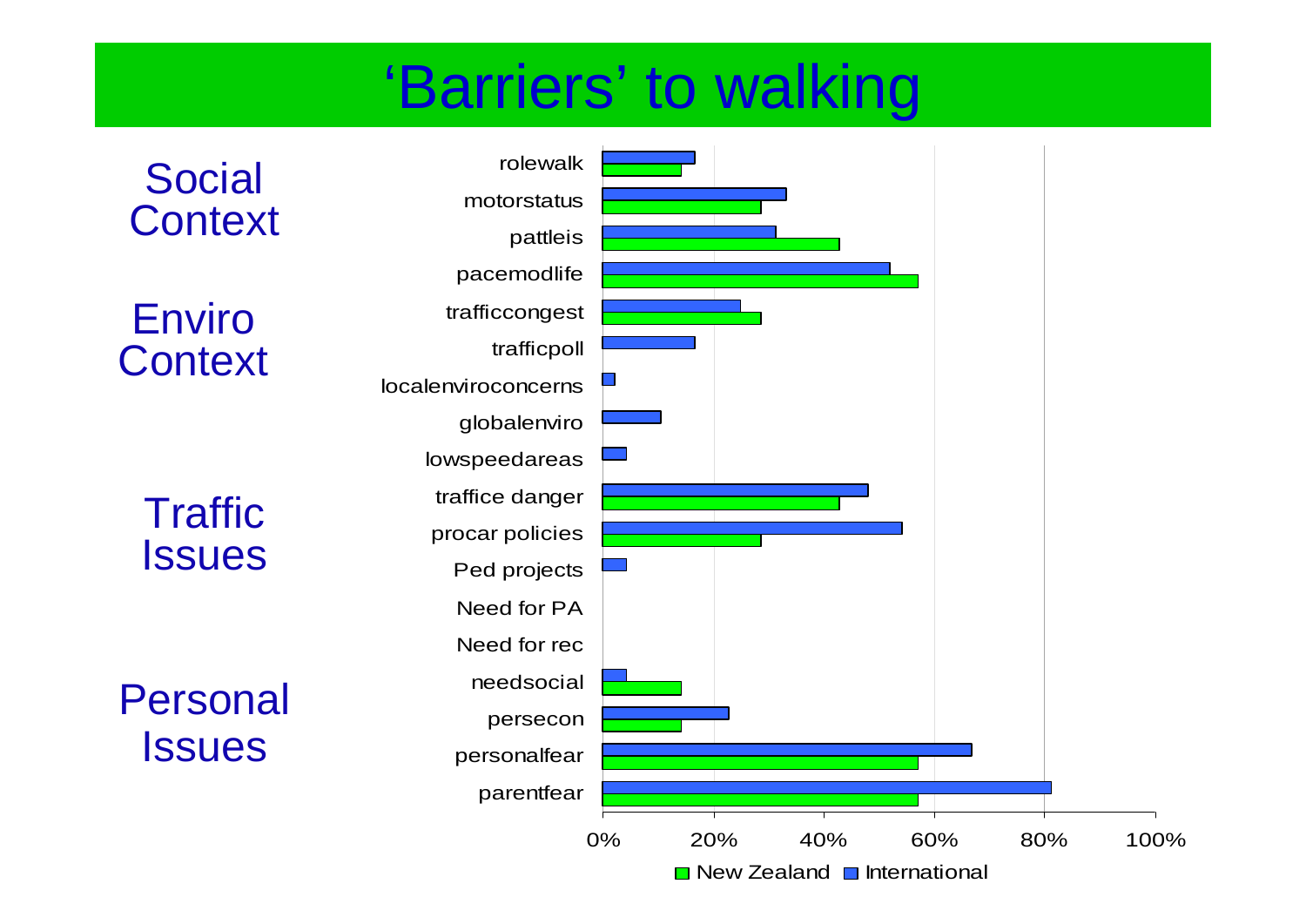# 'Barriers' to walking

**Social Context**

**Enviro Context**

**Traffic Issues**

**Personal Issues**

- rolewalk
- motorstatus
- pattleis
- pacemodlife
- trafficcongest
- trafficpoll
- localenviroconcerns
- globalenviro
- lowspeedareas
- traffice danger
- procar policies
- Ped projects
- Need for PA
- Need for rec
- needsocial
- persecon
- personalfear
- parentfear

0% 20% 40% 60% 80% 100%

New Zealand International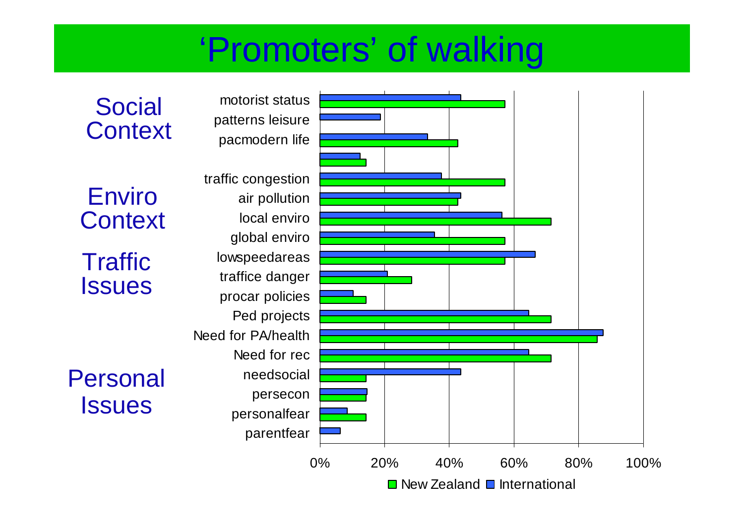# 'Promoters' of walking

**Social Context**

**Enviro Context**

**Traffic Issues**

**Personal Issues**

| Factor | New Zealand | International |
|---|---|---|
| motorist status | 57% | 44% |
| patterns leisure | | 19% |
| pacmodern life | 43% | 33% |
| | 14% | 12% |
| traffic congestion | 57% | 38% |
| air pollution | 43% | 44% |
| local enviro | 71% | 56% |
| global enviro | 57% | 35% |
| lowspeedareas | 57% | 67% |
| traffice danger | 28% | 21% |
| procar policies | 14% | 10% |
| Ped projects | 71% | 65% |
| Need for PA/health | 86% | 88% |
| Need for rec | 71% | 65% |
| needsocial | 14% | 44% |
| persecon | 14% | 15% |
| personalfear | 14% | 8% |
| parentfear | | 6% |

Axis: 0% 20% 40% 60% 80% 100%

Legend: New Zealand, International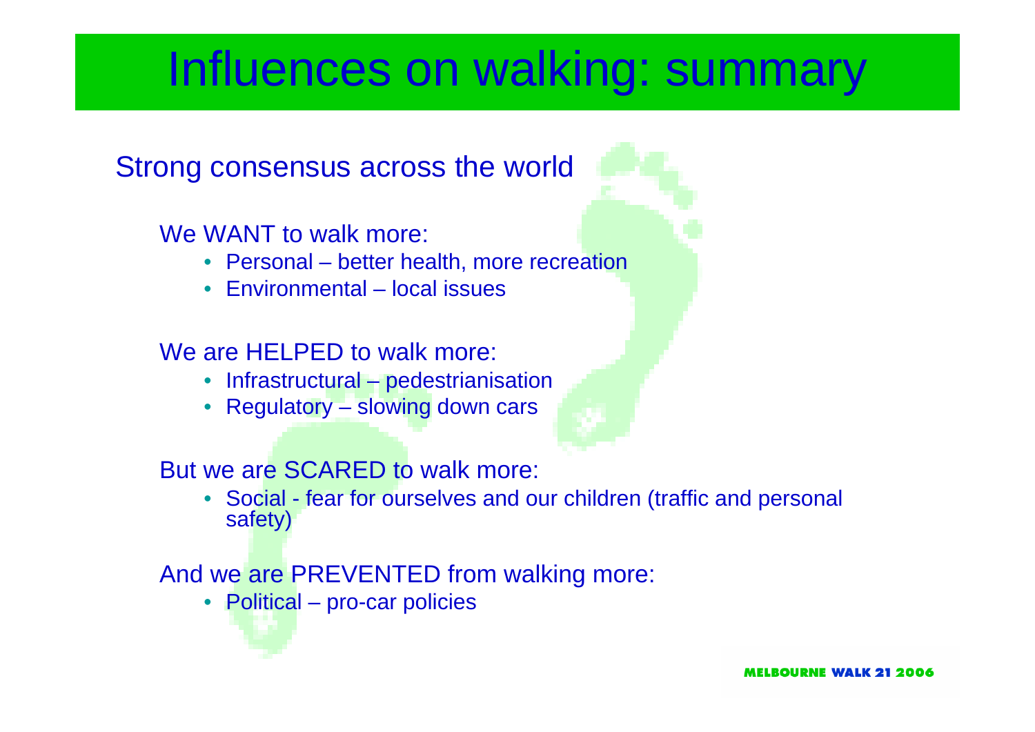# Influences on walking: summary

Strong consensus across the world

We WANT to walk more:

- Personal – better health, more recreation
- Environmental – local issues

We are HELPED to walk more:

- Infrastructural – pedestrianisation
- Regulatory – slowing down cars

But we are SCARED to walk more:

- Social - fear for ourselves and our children (traffic and personal safety)

And we are PREVENTED from walking more:

- Political – pro-car policies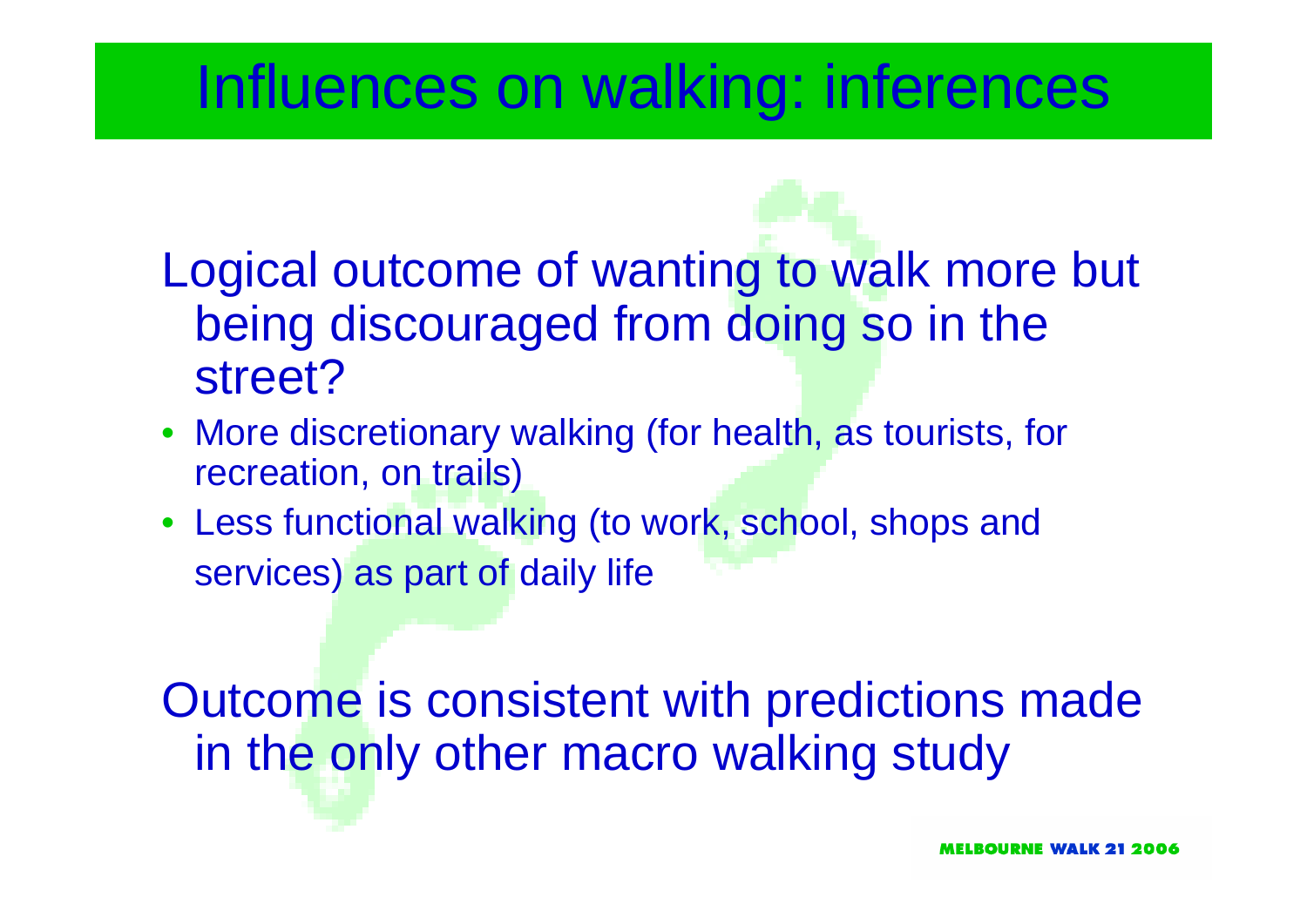# Influences on walking: inferences

Logical outcome of wanting to walk more but being discouraged from doing so in the street?

- More discretionary walking (for health, as tourists, for recreation, on trails)
- Less functional walking (to work, school, shops and services) as part of daily life

Outcome is consistent with predictions made in the only other macro walking study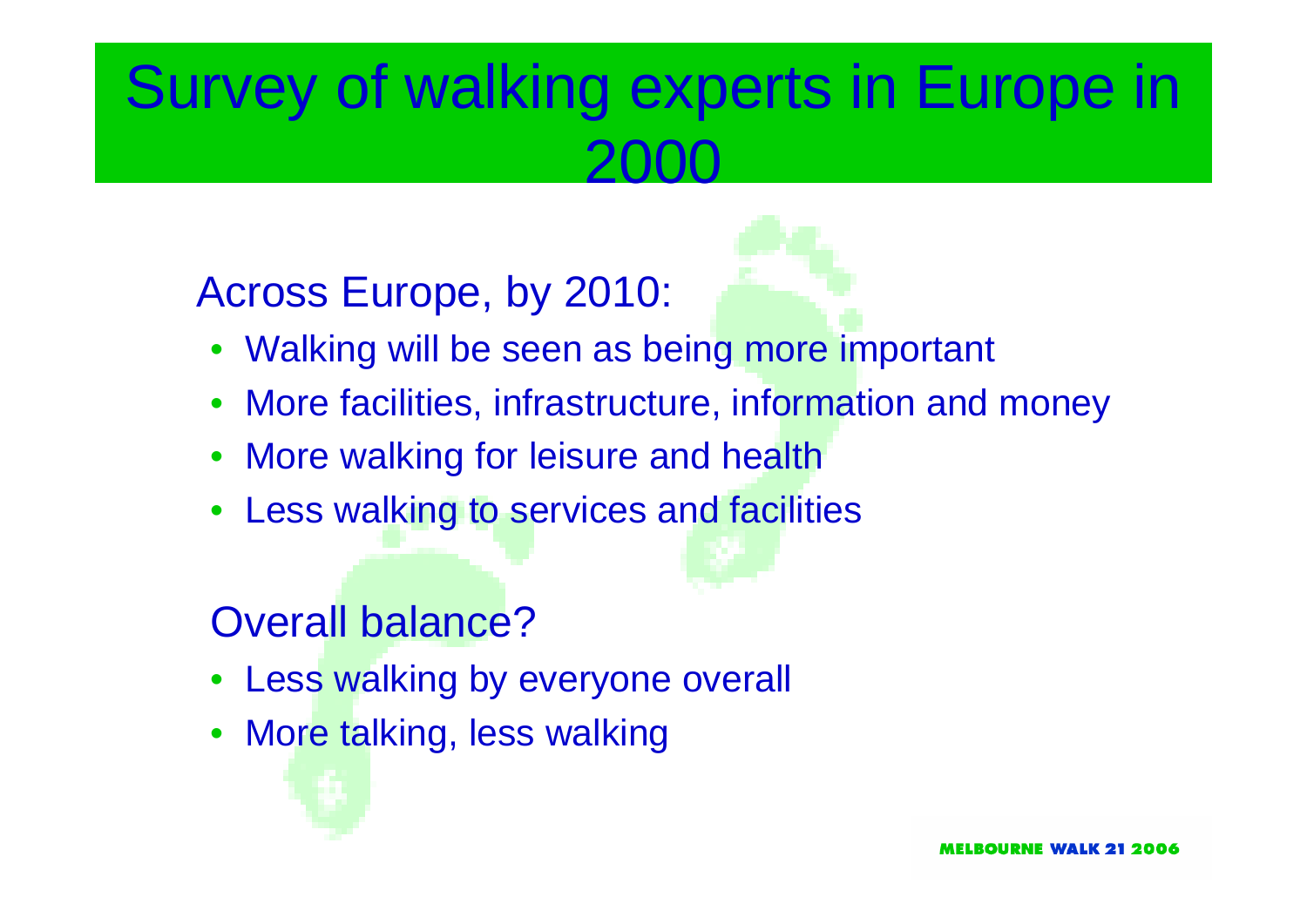# Survey of walking experts in Europe in 2000

Across Europe, by 2010:

- Walking will be seen as being more important
- More facilities, infrastructure, information and money
- More walking for leisure and health
- Less walking to services and facilities

Overall balance?

- Less walking by everyone overall
- More talking, less walking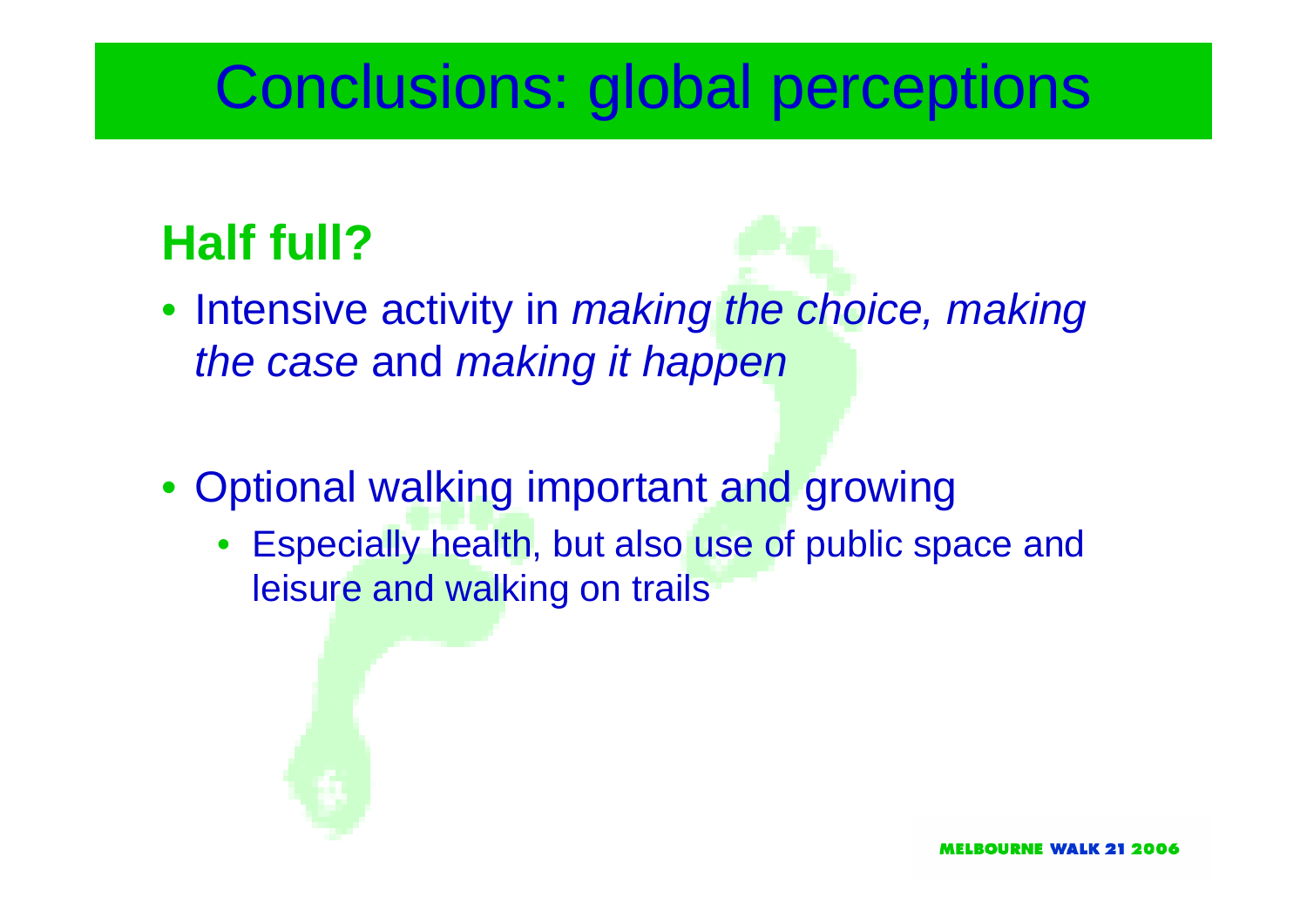# Conclusions: global perceptions

## Half full?

- Intensive activity in *making the choice, making the case* and *making it happen*

- Optional walking important and growing
  - Especially health, but also use of public space and leisure and walking on trails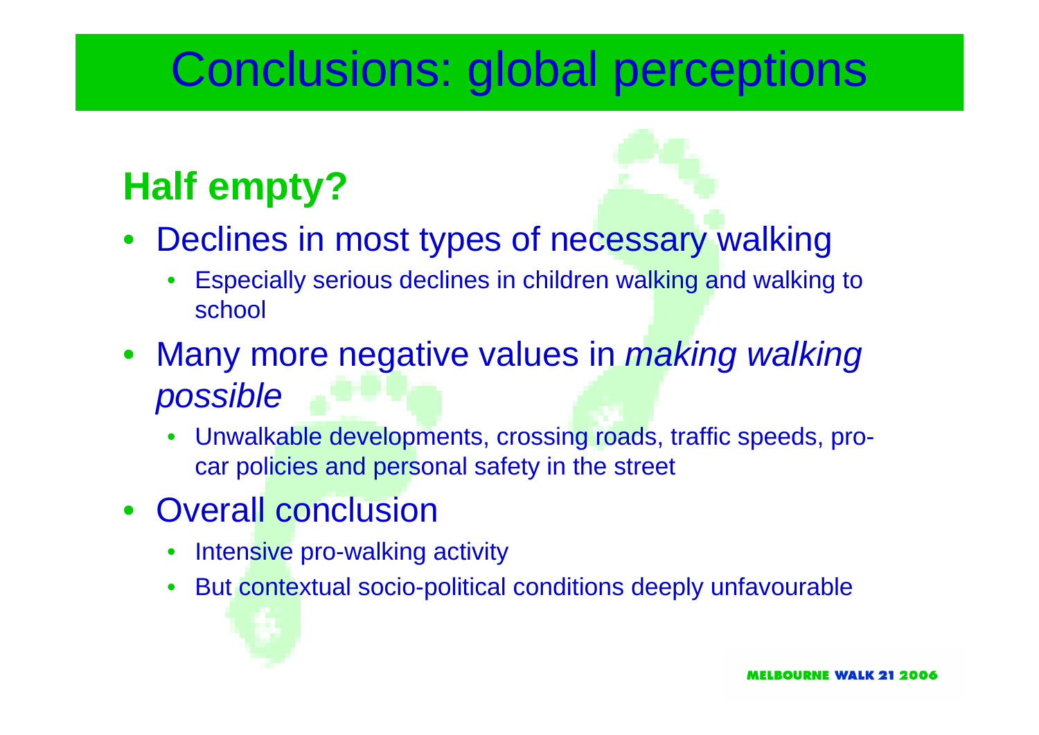# Conclusions: global perceptions

## Half empty?

- Declines in most types of necessary walking
  - Especially serious declines in children walking and walking to school
- Many more negative values in *making walking possible*
  - Unwalkable developments, crossing roads, traffic speeds, pro-car policies and personal safety in the street
- Overall conclusion
  - Intensive pro-walking activity
  - But contextual socio-political conditions deeply unfavourable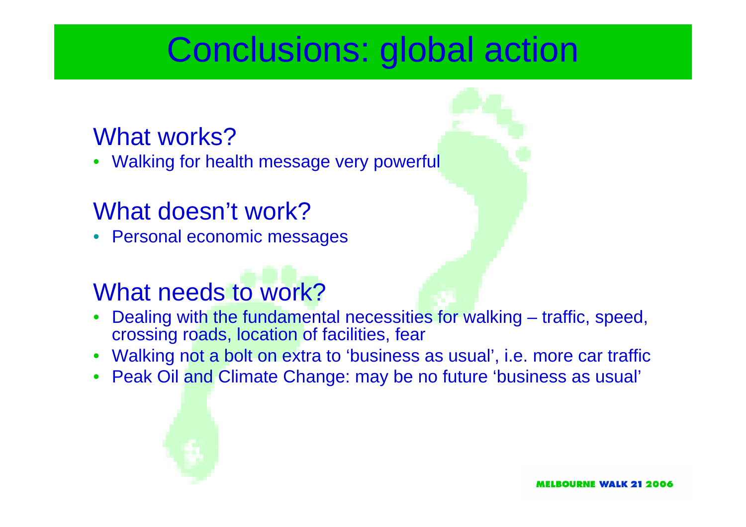# Conclusions: global action

## What works?

- Walking for health message very powerful

## What doesn't work?

- Personal economic messages

## What needs to work?

- Dealing with the fundamental necessities for walking – traffic, speed, crossing roads, location of facilities, fear
- Walking not a bolt on extra to 'business as usual', i.e. more car traffic
- Peak Oil and Climate Change: may be no future 'business as usual'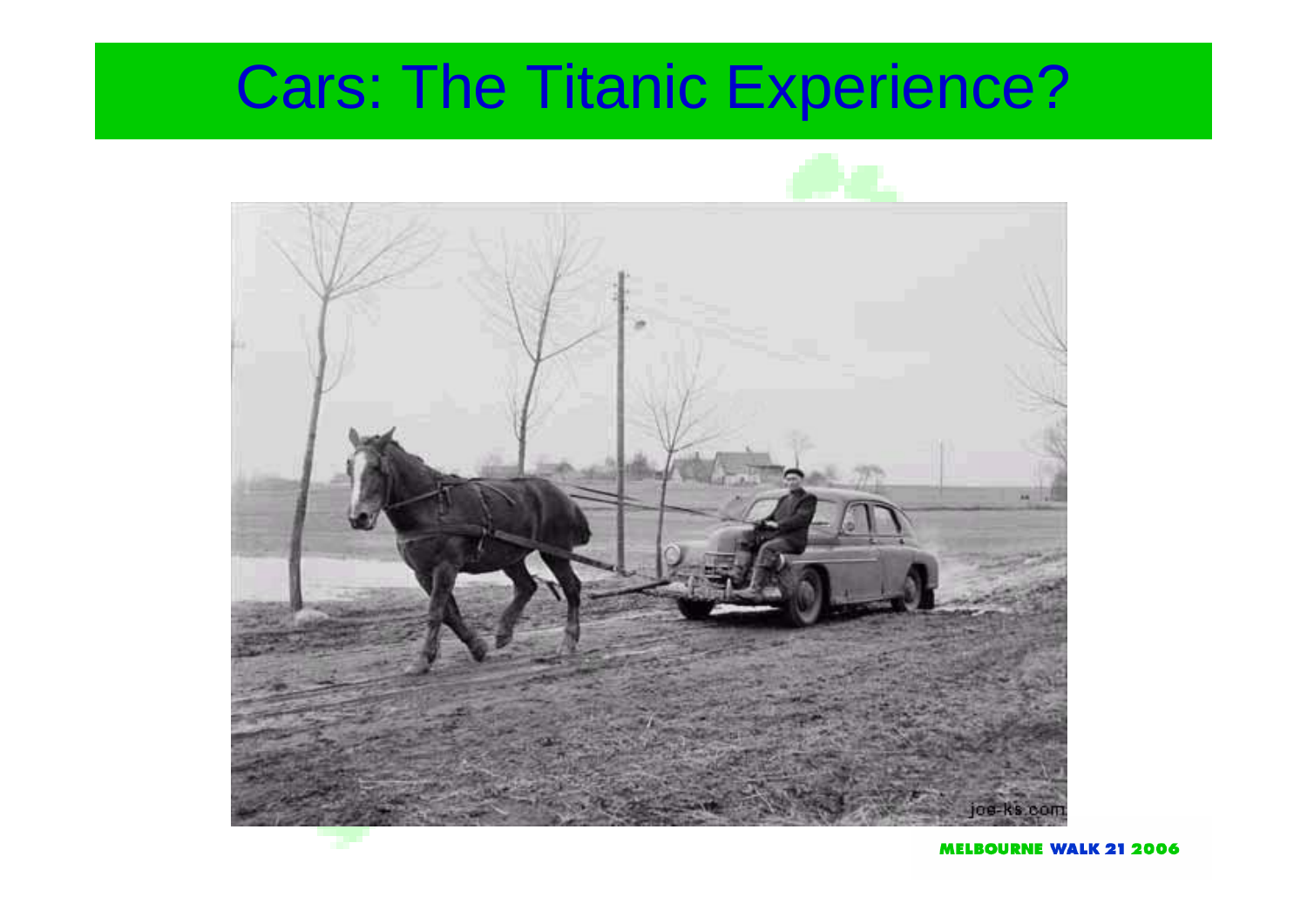# Cars: The Titanic Experience?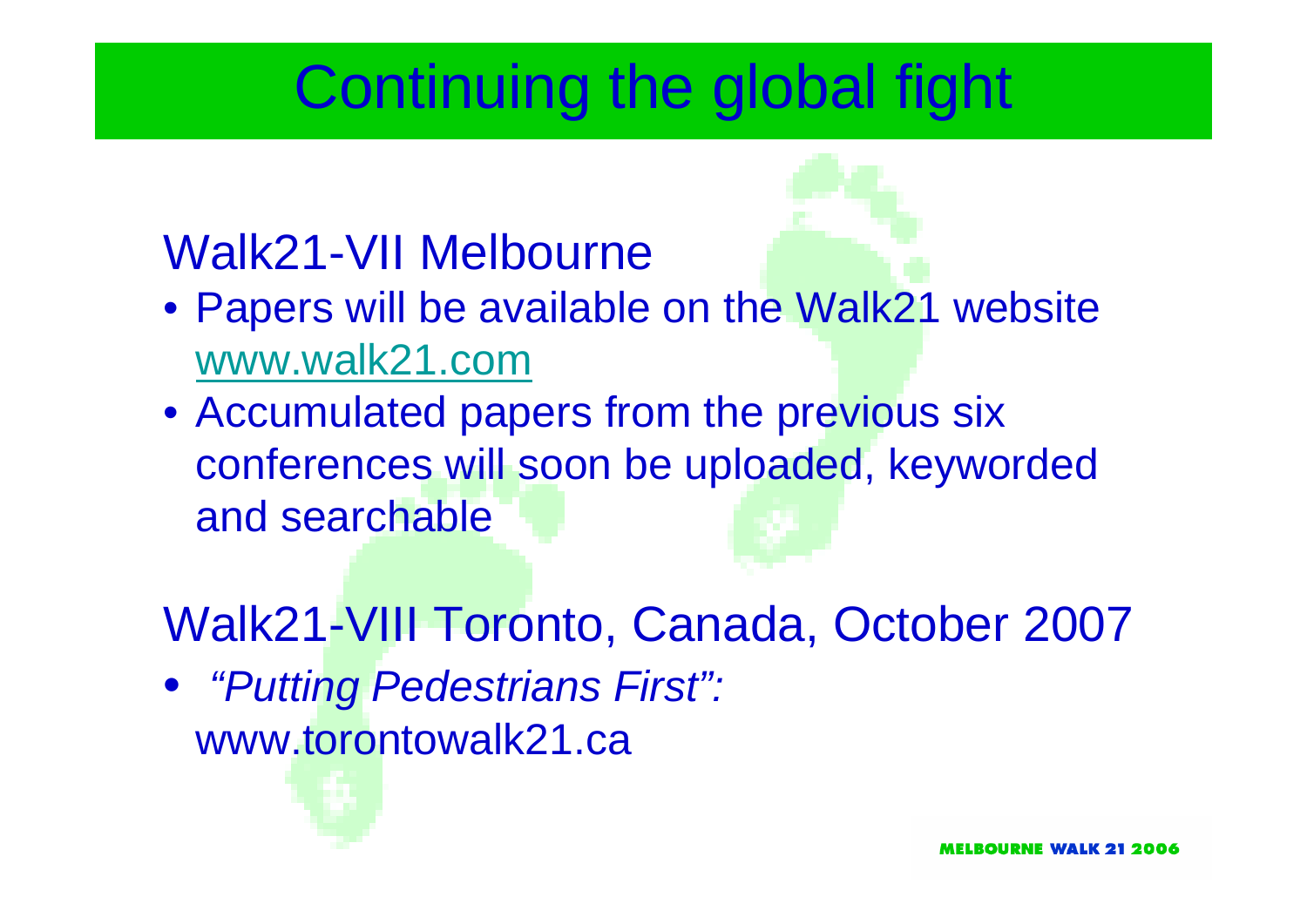# Continuing the global fight

## Walk21-VII Melbourne

- Papers will be available on the Walk21 website www.walk21.com
- Accumulated papers from the previous six conferences will soon be uploaded, keyworded and searchable

## Walk21-VIII Toronto, Canada, October 2007

- *"Putting Pedestrians First":* www.torontowalk21.ca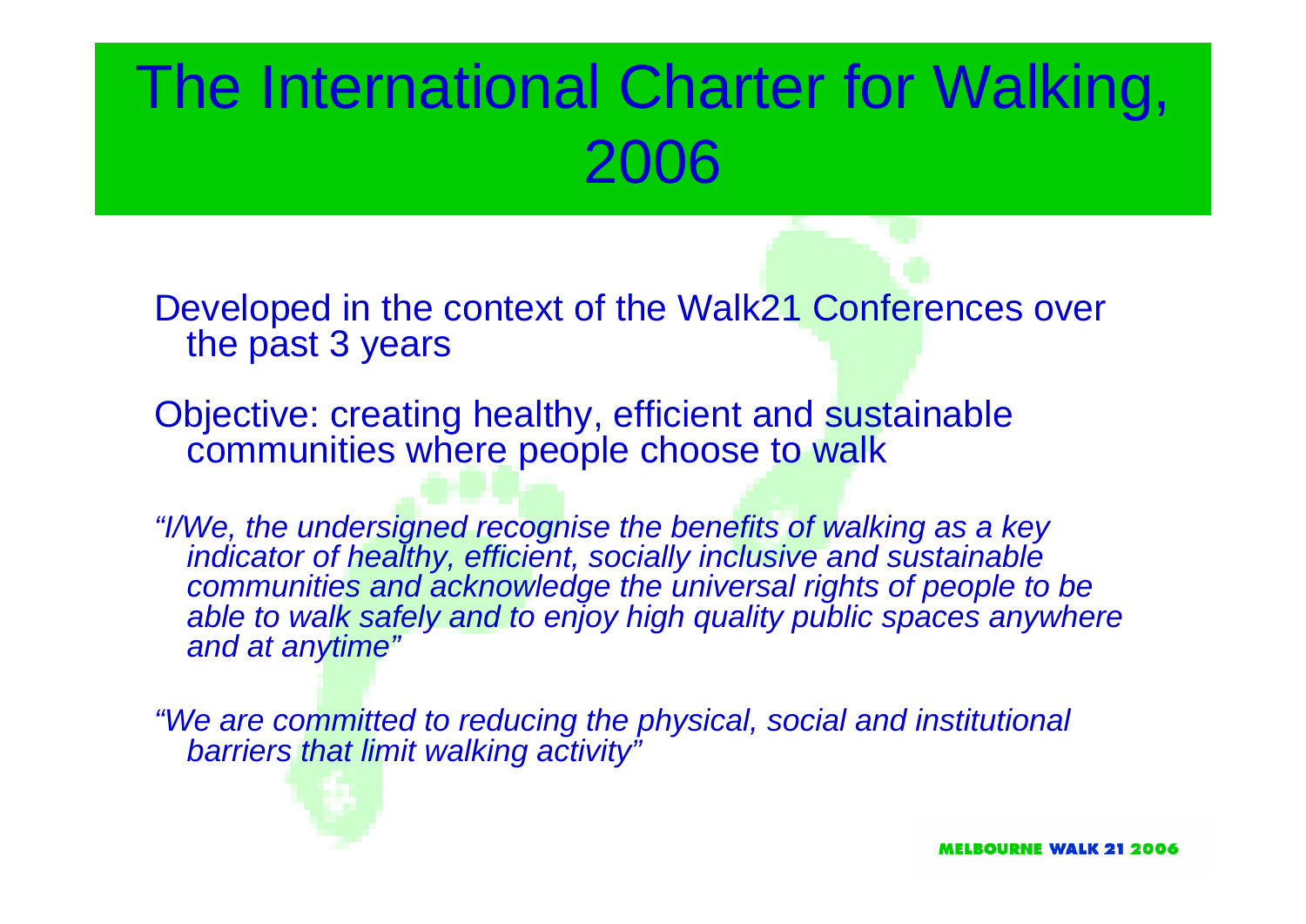# The International Charter for Walking, 2006

Developed in the context of the Walk21 Conferences over the past 3 years

Objective: creating healthy, efficient and sustainable communities where people choose to walk

*"I/We, the undersigned recognise the benefits of walking as a key indicator of healthy, efficient, socially inclusive and sustainable communities and acknowledge the universal rights of people to be able to walk safely and to enjoy high quality public spaces anywhere and at anytime"*

*"We are committed to reducing the physical, social and institutional barriers that limit walking activity"*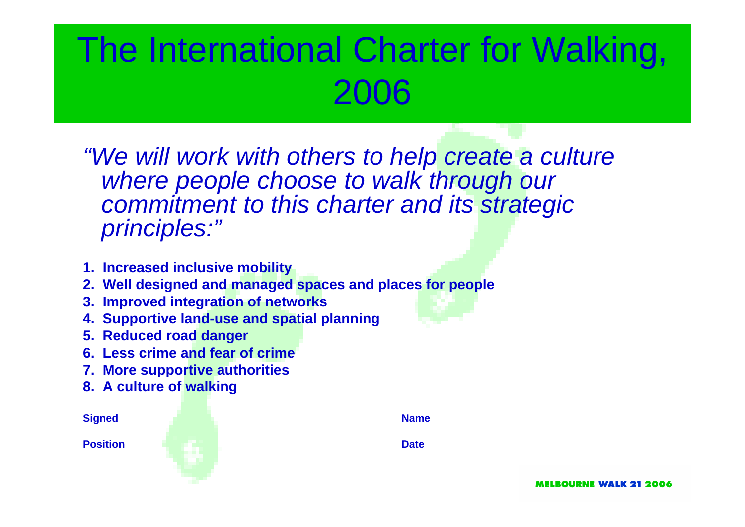# The International Charter for Walking, 2006

*"We will work with others to help create a culture where people choose to walk through our commitment to this charter and its strategic principles:"*

1. **Increased inclusive mobility**
2. **Well designed and managed spaces and places for people**
3. **Improved integration of networks**
4. **Supportive land-use and spatial planning**
5. **Reduced road danger**
6. **Less crime and fear of crime**
7. **More supportive authorities**
8. **A culture of walking**

**Signed** **Name**

**Position** **Date**

MELBOURNE WALK 21 2006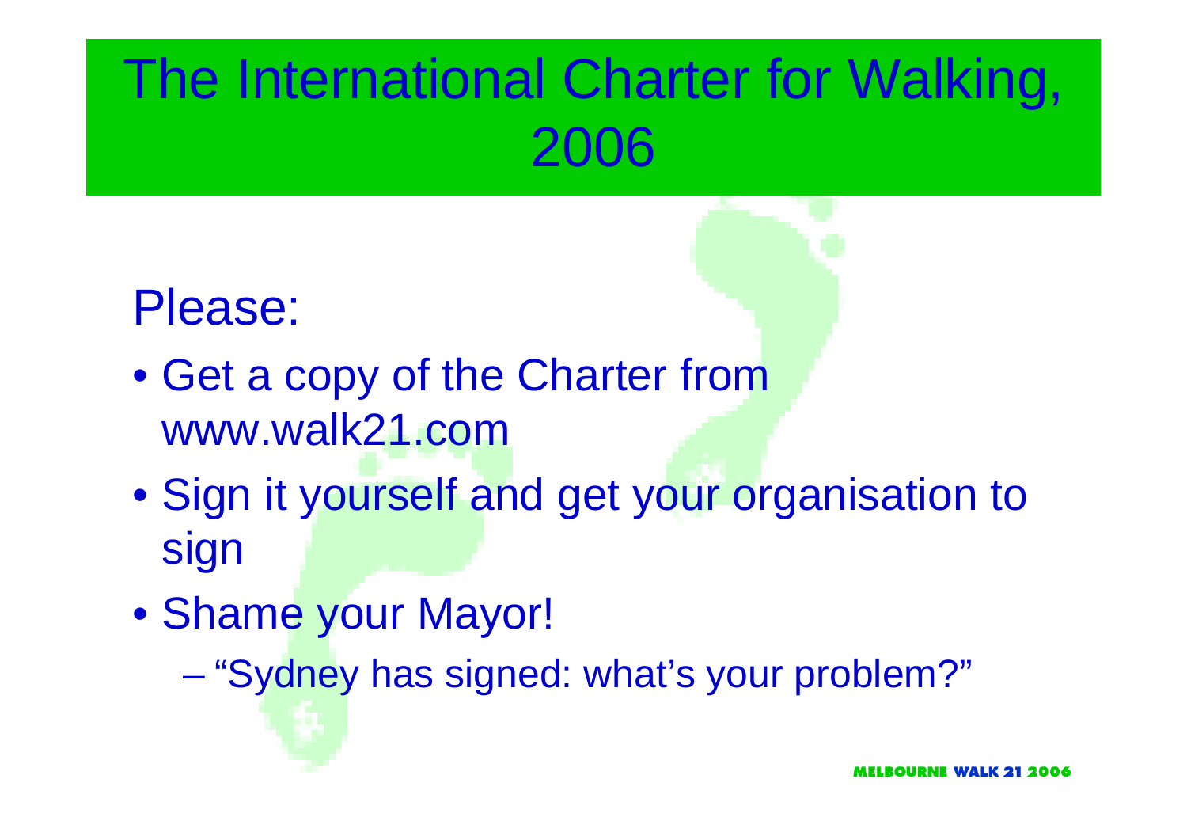# The International Charter for Walking, 2006

Please:

- Get a copy of the Charter from www.walk21.com
- Sign it yourself and get your organisation to sign
- Shame your Mayor!
  - "Sydney has signed: what's your problem?"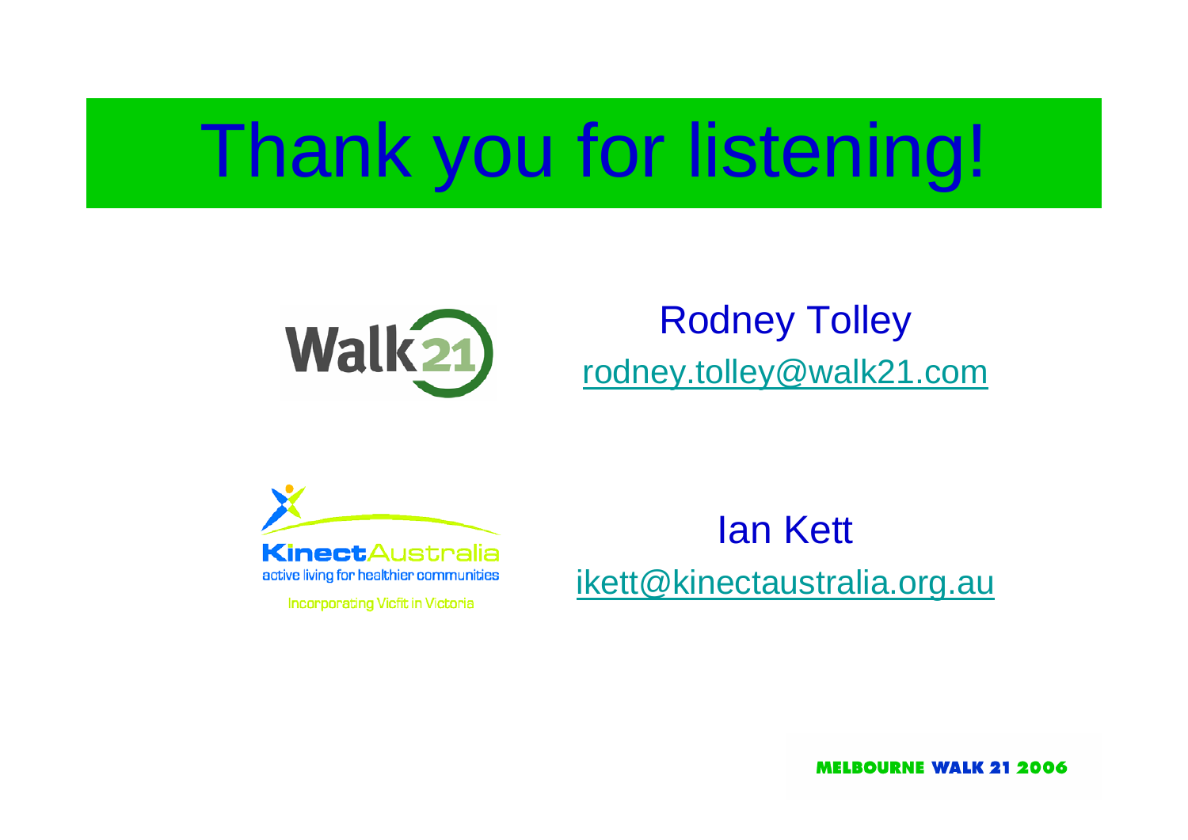# Thank you for listening!

Rodney Tolley
rodney.tolley@walk21.com

Ian Kett
ikett@kinectaustralia.org.au